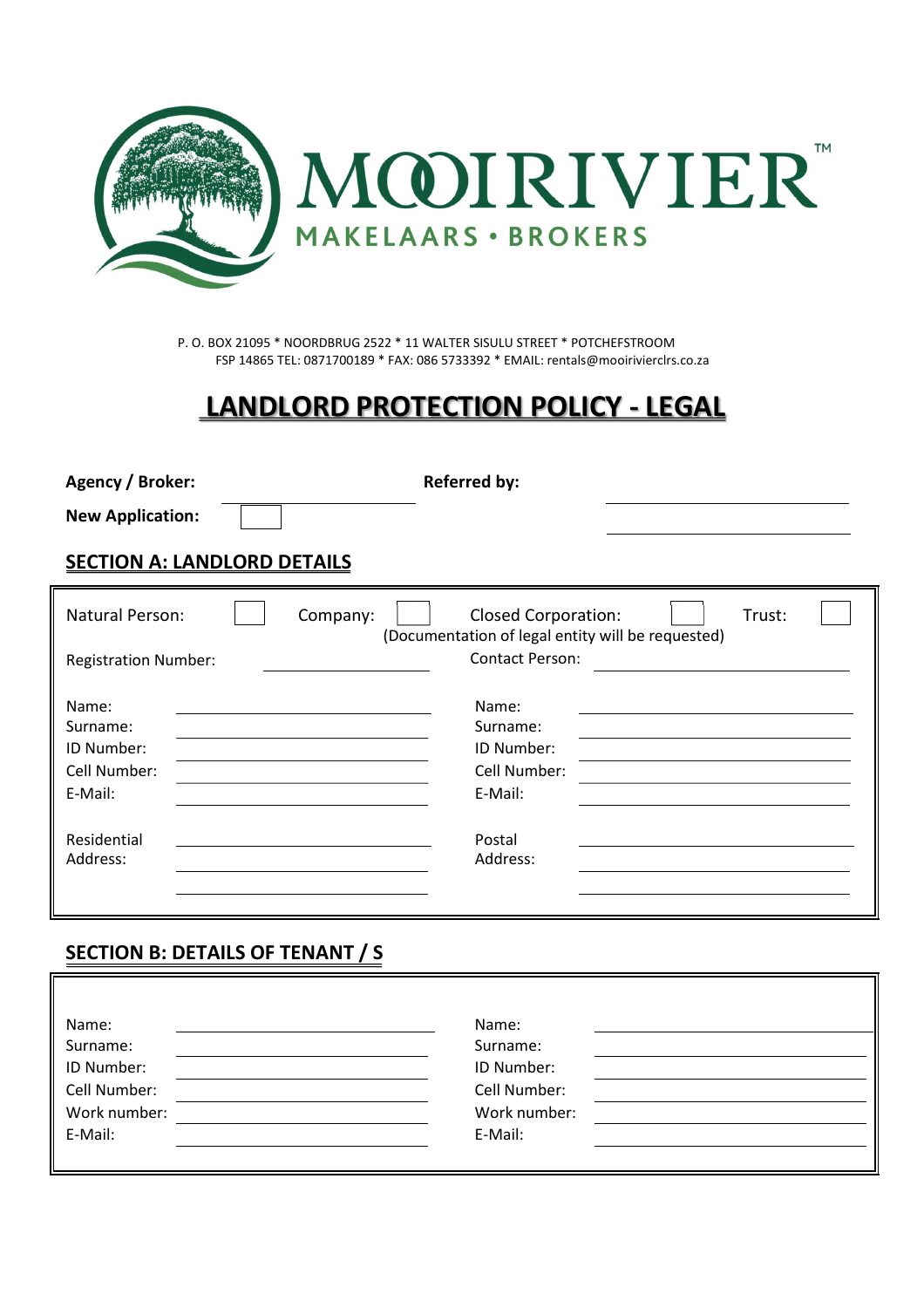# MOOIRIVIER™

MAKELAARS • BROKERS

P. O. BOX 21095 * NOORDBRUG 2522 * 11 WALTER SISULU STREET * POTCHEFSTROOM
FSP 14865 TEL: 0871700189 * FAX: 086 5733392 * EMAIL: rentals@mooirivierclrs.co.za

# LANDLORD PROTECTION POLICY - LEGAL

**Agency / Broker:** ____________________ **Referred by:** ____________________

**New Application:** ☐ ____________________

## SECTION A: LANDLORD DETAILS

Natural Person: ☐ Company: ☐ Closed Corporation: ☐ Trust: ☐

(Documentation of legal entity will be requested)

Registration Number: ____________________ Contact Person: ____________________

| | | | |
|---|---|---|---|
| Name: | | Name: | |
| Surname: | | Surname: | |
| ID Number: | | ID Number: | |
| Cell Number: | | Cell Number: | |
| E-Mail: | | E-Mail: | |
| Residential Address: | | Postal Address: | |

## SECTION B: DETAILS OF TENANT / S

| | | | |
|---|---|---|---|
| Name: | | Name: | |
| Surname: | | Surname: | |
| ID Number: | | ID Number: | |
| Cell Number: | | Cell Number: | |
| Work number: | | Work number: | |
| E-Mail: | | E-Mail: | |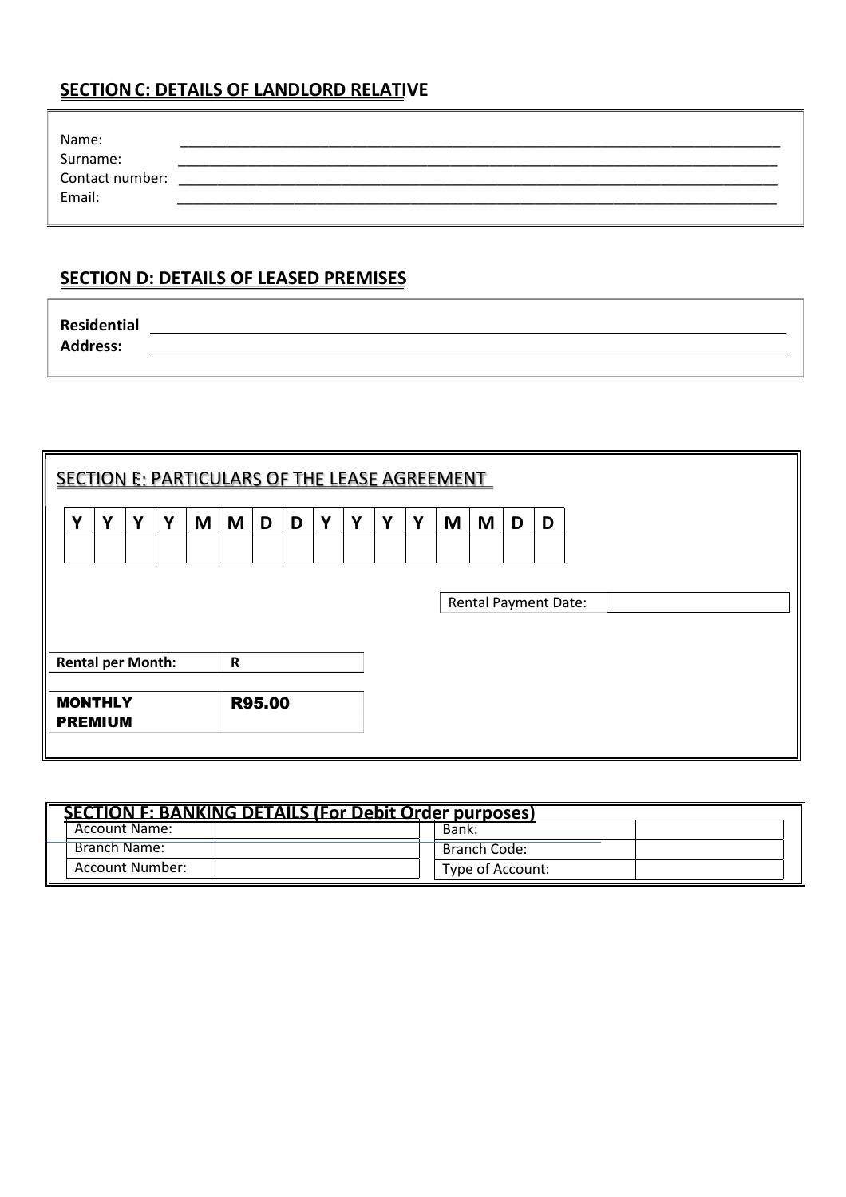## SECTION C: DETAILS OF LANDLORD RELATIVE

Name: ___________________________________________

Surname: ___________________________________________

Contact number: ___________________________________________

Email: ___________________________________________

## SECTION D: DETAILS OF LEASED PREMISES

**Residential Address:** ___________________________________________

___________________________________________

## SECTION E: PARTICULARS OF THE LEASE AGREEMENT

| Y | Y | Y | Y | M | M | D | D | Y | Y | Y | Y | M | M | D | D |
|---|---|---|---|---|---|---|---|---|---|---|---|---|---|---|---|
| | | | | | | | | | | | | | | | |

| Rental Payment Date: | |
|---|---|

| **Rental per Month:** | **R** |
|---|---|
| **MONTHLY PREMIUM** | **R95.00** |

## SECTION F: BANKING DETAILS (For Debit Order purposes)

| Account Name: | | Bank: | |
|---|---|---|---|
| Branch Name: | | Branch Code: | |
| Account Number: | | Type of Account: | |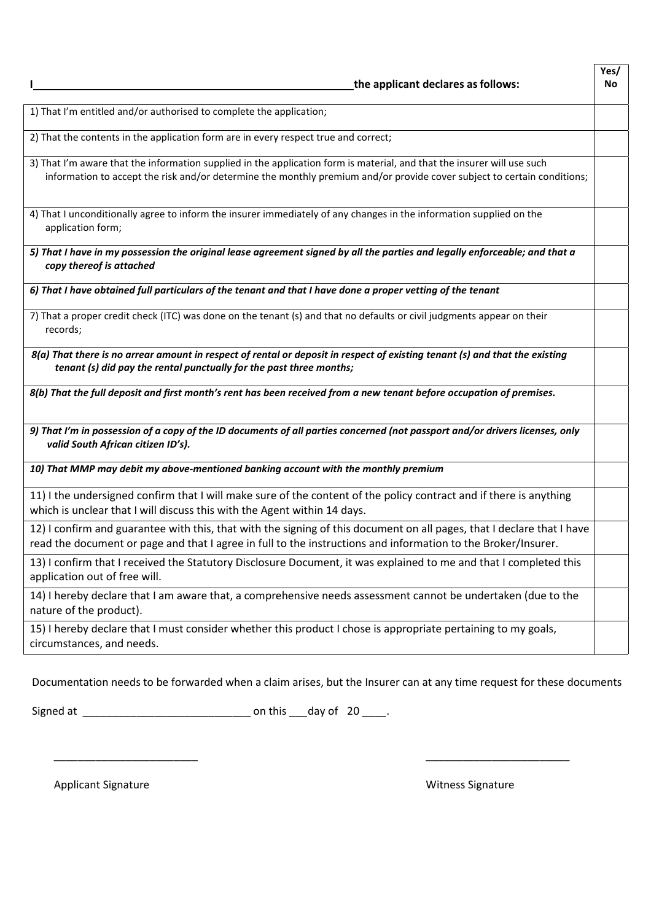| **I\_\_\_\_\_\_\_\_\_\_\_\_\_\_\_\_\_\_\_\_\_\_\_\_\_\_\_\_\_\_\_\_\_\_\_\_\_\_\_\_\_\_\_\_\_\_\_\_\_\_\_\_ the applicant declares as follows:** | **Yes/ No** |
|---|---|
| 1) That I'm entitled and/or authorised to complete the application; | |
| 2) That the contents in the application form are in every respect true and correct; | |
| 3) That I'm aware that the information supplied in the application form is material, and that the insurer will use such information to accept the risk and/or determine the monthly premium and/or provide cover subject to certain conditions; | |
| 4) That I unconditionally agree to inform the insurer immediately of any changes in the information supplied on the application form; | |
| ***5) That I have in my possession the original lease agreement signed by all the parties and legally enforceable; and that a copy thereof is attached*** | |
| ***6) That I have obtained full particulars of the tenant and that I have done a proper vetting of the tenant*** | |
| 7) That a proper credit check (ITC) was done on the tenant (s) and that no defaults or civil judgments appear on their records; | |
| ***8(a) That there is no arrear amount in respect of rental or deposit in respect of existing tenant (s) and that the existing tenant (s) did pay the rental punctually for the past three months;*** | |
| ***8(b) That the full deposit and first month's rent has been received from a new tenant before occupation of premises.*** | |
| ***9) That I'm in possession of a copy of the ID documents of all parties concerned (not passport and/or drivers licenses, only valid South African citizen ID's).*** | |
| ***10) That MMP may debit my above-mentioned banking account with the monthly premium*** | |
| 11) I the undersigned confirm that I will make sure of the content of the policy contract and if there is anything which is unclear that I will discuss this with the Agent within 14 days. | |
| 12) I confirm and guarantee with this, that with the signing of this document on all pages, that I declare that I have read the document or page and that I agree in full to the instructions and information to the Broker/Insurer. | |
| 13) I confirm that I received the Statutory Disclosure Document, it was explained to me and that I completed this application out of free will. | |
| 14) I hereby declare that I am aware that, a comprehensive needs assessment cannot be undertaken (due to the nature of the product). | |
| 15) I hereby declare that I must consider whether this product I chose is appropriate pertaining to my goals, circumstances, and needs. | |

Documentation needs to be forwarded when a claim arises, but the Insurer can at any time request for these documents

Signed at \_\_\_\_\_\_\_\_\_\_\_\_\_\_\_\_\_\_\_\_\_\_\_\_\_\_\_\_ on this \_\_\_day of 20 \_\_\_\_.

\_\_\_\_\_\_\_\_\_\_\_\_\_\_\_\_\_\_\_\_\_\_\_\_\_

Applicant Signature

\_\_\_\_\_\_\_\_\_\_\_\_\_\_\_\_\_\_\_\_\_\_\_\_\_

Witness Signature